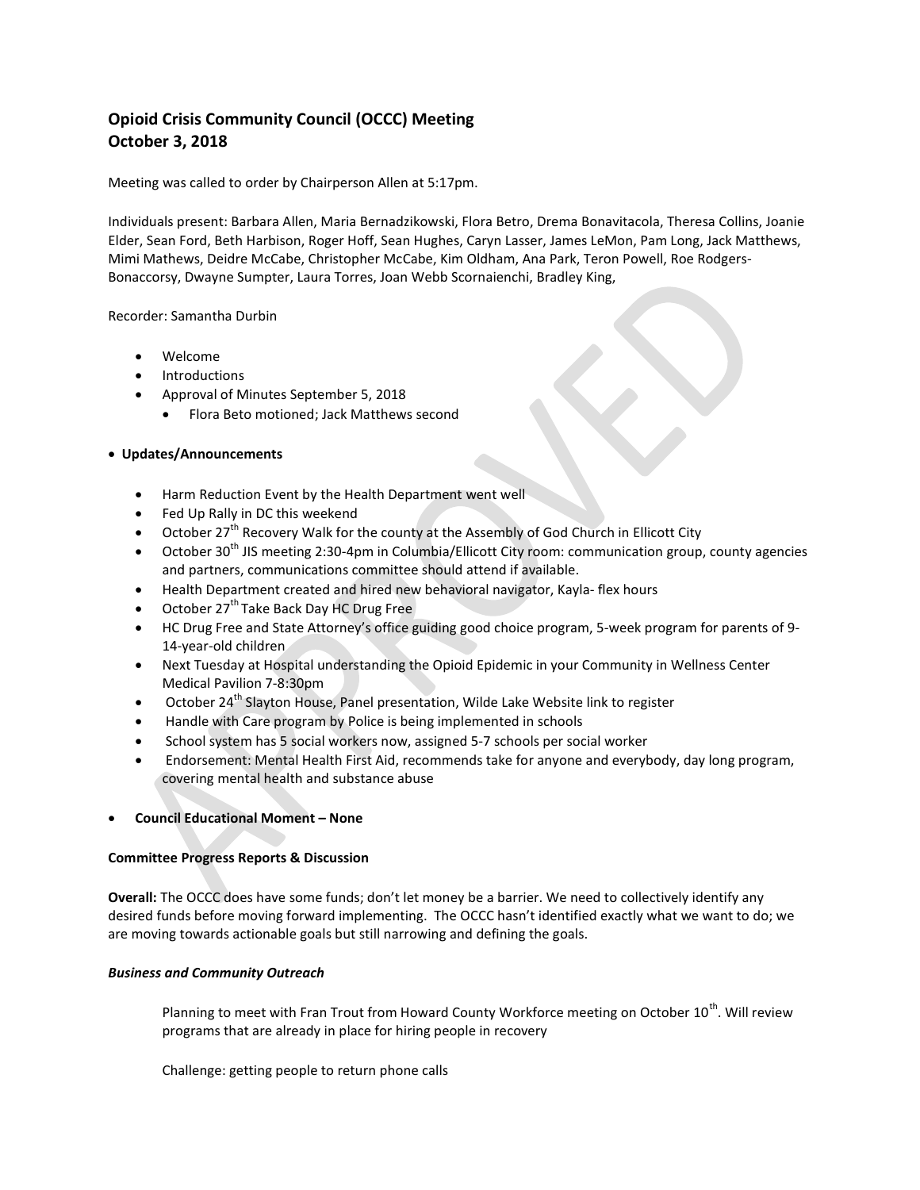## Opioid Crisis Community Council (OCCC) Meeting
## October 3, 2018

Meeting was called to order by Chairperson Allen at 5:17pm.

Individuals present: Barbara Allen, Maria Bernadzikowski, Flora Betro, Drema Bonavitacola, Theresa Collins, Joanie Elder, Sean Ford, Beth Harbison, Roger Hoff, Sean Hughes, Caryn Lasser, James LeMon, Pam Long, Jack Matthews, Mimi Mathews, Deidre McCabe, Christopher McCabe, Kim Oldham, Ana Park, Teron Powell, Roe Rodgers-Bonaccorsy, Dwayne Sumpter, Laura Torres, Joan Webb Scornaienchi, Bradley King,

Recorder: Samantha Durbin

- Welcome
- Introductions
- Approval of Minutes September 5, 2018
  - Flora Beto motioned; Jack Matthews second

- **Updates/Announcements**
  - Harm Reduction Event by the Health Department went well
  - Fed Up Rally in DC this weekend
  - October 27th Recovery Walk for the county at the Assembly of God Church in Ellicott City
  - October 30th JIS meeting 2:30-4pm in Columbia/Ellicott City room: communication group, county agencies and partners, communications committee should attend if available.
  - Health Department created and hired new behavioral navigator, Kayla- flex hours
  - October 27th Take Back Day HC Drug Free
  - HC Drug Free and State Attorney's office guiding good choice program, 5-week program for parents of 9-14-year-old children
  - Next Tuesday at Hospital understanding the Opioid Epidemic in your Community in Wellness Center Medical Pavilion 7-8:30pm
  - October 24th Slayton House, Panel presentation, Wilde Lake Website link to register
  - Handle with Care program by Police is being implemented in schools
  - School system has 5 social workers now, assigned 5-7 schools per social worker
  - Endorsement: Mental Health First Aid, recommends take for anyone and everybody, day long program, covering mental health and substance abuse

- **Council Educational Moment – None**

**Committee Progress Reports & Discussion**

**Overall:** The OCCC does have some funds; don't let money be a barrier. We need to collectively identify any desired funds before moving forward implementing. The OCCC hasn't identified exactly what we want to do; we are moving towards actionable goals but still narrowing and defining the goals.

***Business and Community Outreach***

Planning to meet with Fran Trout from Howard County Workforce meeting on October 10th. Will review programs that are already in place for hiring people in recovery

Challenge: getting people to return phone calls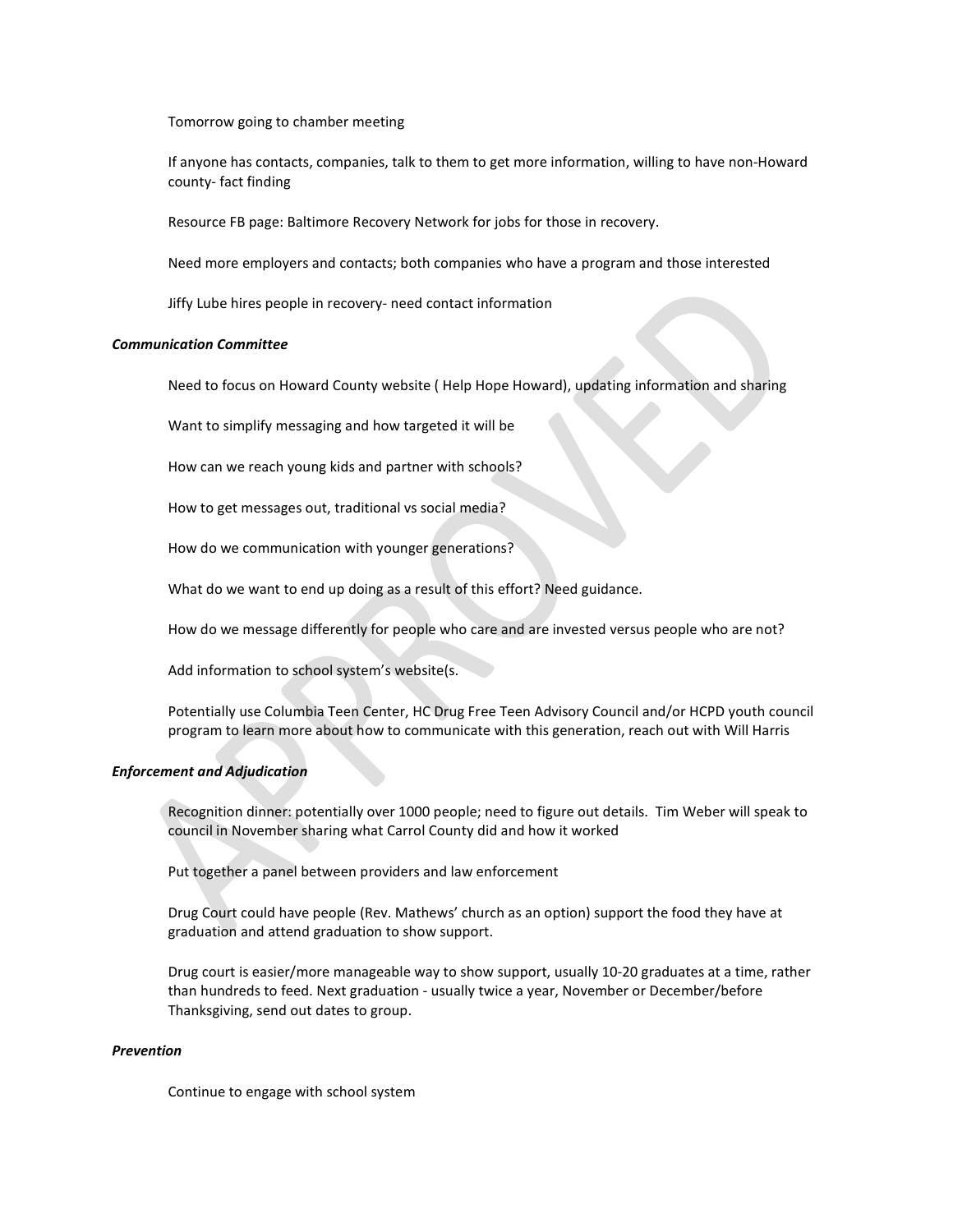Tomorrow going to chamber meeting

If anyone has contacts, companies, talk to them to get more information, willing to have non-Howard county- fact finding

Resource FB page: Baltimore Recovery Network for jobs for those in recovery.

Need more employers and contacts; both companies who have a program and those interested

Jiffy Lube hires people in recovery- need contact information

***Communication Committee***

Need to focus on Howard County website ( Help Hope Howard), updating information and sharing

Want to simplify messaging and how targeted it will be

How can we reach young kids and partner with schools?

How to get messages out, traditional vs social media?

How do we communication with younger generations?

What do we want to end up doing as a result of this effort? Need guidance.

How do we message differently for people who care and are invested versus people who are not?

Add information to school system's website(s.

Potentially use Columbia Teen Center, HC Drug Free Teen Advisory Council and/or HCPD youth council program to learn more about how to communicate with this generation, reach out with Will Harris

***Enforcement and Adjudication***

Recognition dinner: potentially over 1000 people; need to figure out details. Tim Weber will speak to council in November sharing what Carrol County did and how it worked

Put together a panel between providers and law enforcement

Drug Court could have people (Rev. Mathews' church as an option) support the food they have at graduation and attend graduation to show support.

Drug court is easier/more manageable way to show support, usually 10-20 graduates at a time, rather than hundreds to feed. Next graduation - usually twice a year, November or December/before Thanksgiving, send out dates to group.

***Prevention***

Continue to engage with school system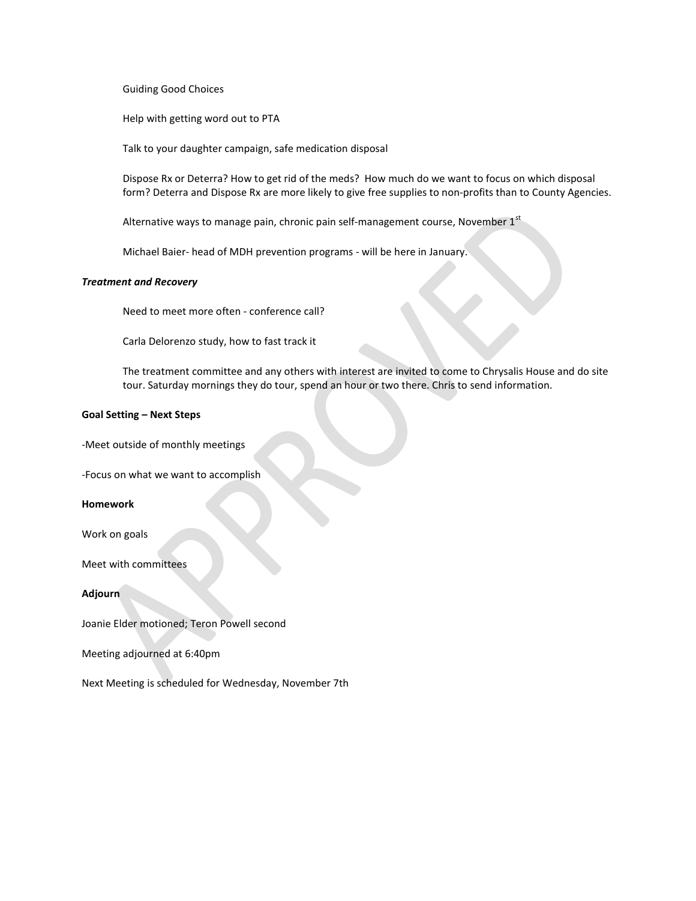Guiding Good Choices

Help with getting word out to PTA

Talk to your daughter campaign, safe medication disposal

Dispose Rx or Deterra? How to get rid of the meds? How much do we want to focus on which disposal form? Deterra and Dispose Rx are more likely to give free supplies to non-profits than to County Agencies.

Alternative ways to manage pain, chronic pain self-management course, November 1st

Michael Baier- head of MDH prevention programs - will be here in January.

***Treatment and Recovery***

Need to meet more often - conference call?

Carla Delorenzo study, how to fast track it

The treatment committee and any others with interest are invited to come to Chrysalis House and do site tour. Saturday mornings they do tour, spend an hour or two there. Chris to send information.

**Goal Setting – Next Steps**

-Meet outside of monthly meetings

-Focus on what we want to accomplish

**Homework**

Work on goals

Meet with committees

**Adjourn**

Joanie Elder motioned; Teron Powell second

Meeting adjourned at 6:40pm

Next Meeting is scheduled for Wednesday, November 7th